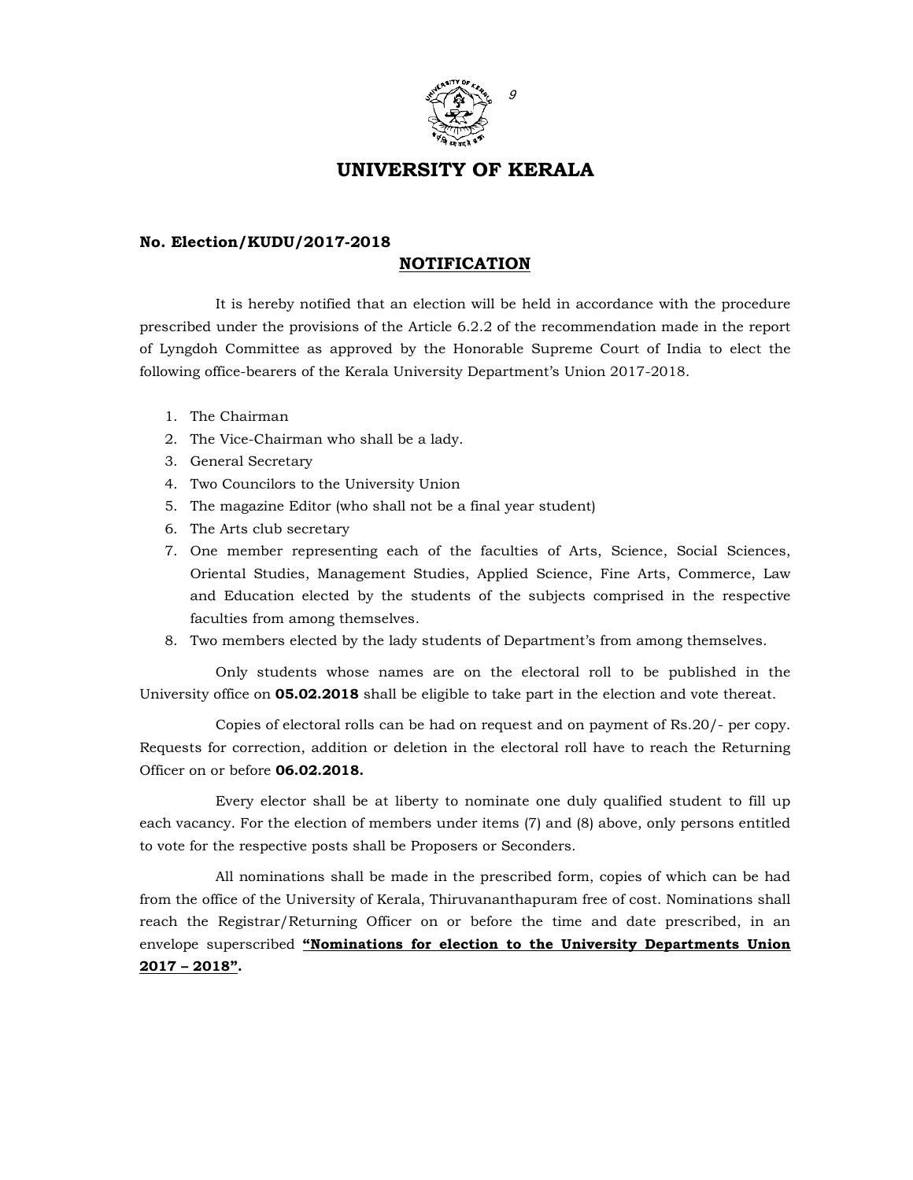# UNIVERSITY OF KERALA

**No. Election/KUDU/2017-2018**

## NOTIFICATION

It is hereby notified that an election will be held in accordance with the procedure prescribed under the provisions of the Article 6.2.2 of the recommendation made in the report of Lyngdoh Committee as approved by the Honorable Supreme Court of India to elect the following office-bearers of the Kerala University Department's Union 2017-2018.

1. The Chairman
2. The Vice-Chairman who shall be a lady.
3. General Secretary
4. Two Councilors to the University Union
5. The magazine Editor (who shall not be a final year student)
6. The Arts club secretary
7. One member representing each of the faculties of Arts, Science, Social Sciences, Oriental Studies, Management Studies, Applied Science, Fine Arts, Commerce, Law and Education elected by the students of the subjects comprised in the respective faculties from among themselves.
8. Two members elected by the lady students of Department's from among themselves.

Only students whose names are on the electoral roll to be published in the University office on **05.02.2018** shall be eligible to take part in the election and vote thereat.

Copies of electoral rolls can be had on request and on payment of Rs.20/- per copy. Requests for correction, addition or deletion in the electoral roll have to reach the Returning Officer on or before **06.02.2018.**

Every elector shall be at liberty to nominate one duly qualified student to fill up each vacancy. For the election of members under items (7) and (8) above, only persons entitled to vote for the respective posts shall be Proposers or Seconders.

All nominations shall be made in the prescribed form, copies of which can be had from the office of the University of Kerala, Thiruvananthapuram free of cost. Nominations shall reach the Registrar/Returning Officer on or before the time and date prescribed, in an envelope superscribed **"Nominations for election to the University Departments Union 2017 – 2018".**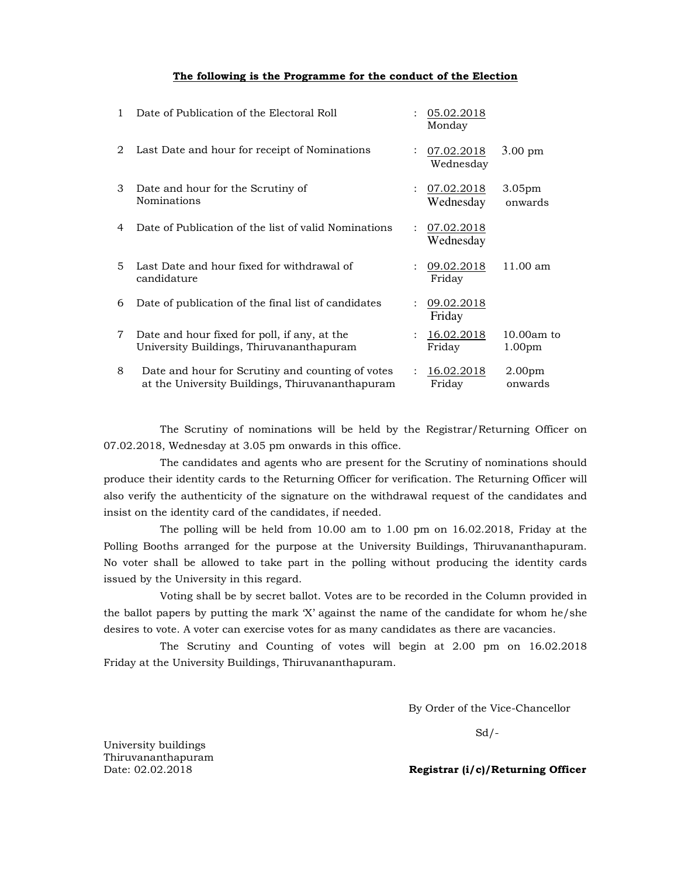**The following is the Programme for the conduct of the Election**

| | | | | |
|---|---|---|---|---|
| 1 | Date of Publication of the Electoral Roll | : | 05.02.2018 Monday | |
| 2 | Last Date and hour for receipt of Nominations | : | 07.02.2018 Wednesday | 3.00 pm |
| 3 | Date and hour for the Scrutiny of Nominations | : | 07.02.2018 Wednesday | 3.05pm onwards |
| 4 | Date of Publication of the list of valid Nominations | : | 07.02.2018 Wednesday | |
| 5 | Last Date and hour fixed for withdrawal of candidature | : | 09.02.2018 Friday | 11.00 am |
| 6 | Date of publication of the final list of candidates | : | 09.02.2018 Friday | |
| 7 | Date and hour fixed for poll, if any, at the University Buildings, Thiruvananthapuram | : | 16.02.2018 Friday | 10.00am to 1.00pm |
| 8 | Date and hour for Scrutiny and counting of votes at the University Buildings, Thiruvananthapuram | : | 16.02.2018 Friday | 2.00pm onwards |

The Scrutiny of nominations will be held by the Registrar/Returning Officer on 07.02.2018, Wednesday at 3.05 pm onwards in this office.

The candidates and agents who are present for the Scrutiny of nominations should produce their identity cards to the Returning Officer for verification. The Returning Officer will also verify the authenticity of the signature on the withdrawal request of the candidates and insist on the identity card of the candidates, if needed.

The polling will be held from 10.00 am to 1.00 pm on 16.02.2018, Friday at the Polling Booths arranged for the purpose at the University Buildings, Thiruvananthapuram. No voter shall be allowed to take part in the polling without producing the identity cards issued by the University in this regard.

Voting shall be by secret ballot. Votes are to be recorded in the Column provided in the ballot papers by putting the mark 'X' against the name of the candidate for whom he/she desires to vote. A voter can exercise votes for as many candidates as there are vacancies.

The Scrutiny and Counting of votes will begin at 2.00 pm on 16.02.2018 Friday at the University Buildings, Thiruvananthapuram.

By Order of the Vice-Chancellor

Sd/-

University buildings
Thiruvananthapuram
Date: 02.02.2018

**Registrar (i/c)/Returning Officer**